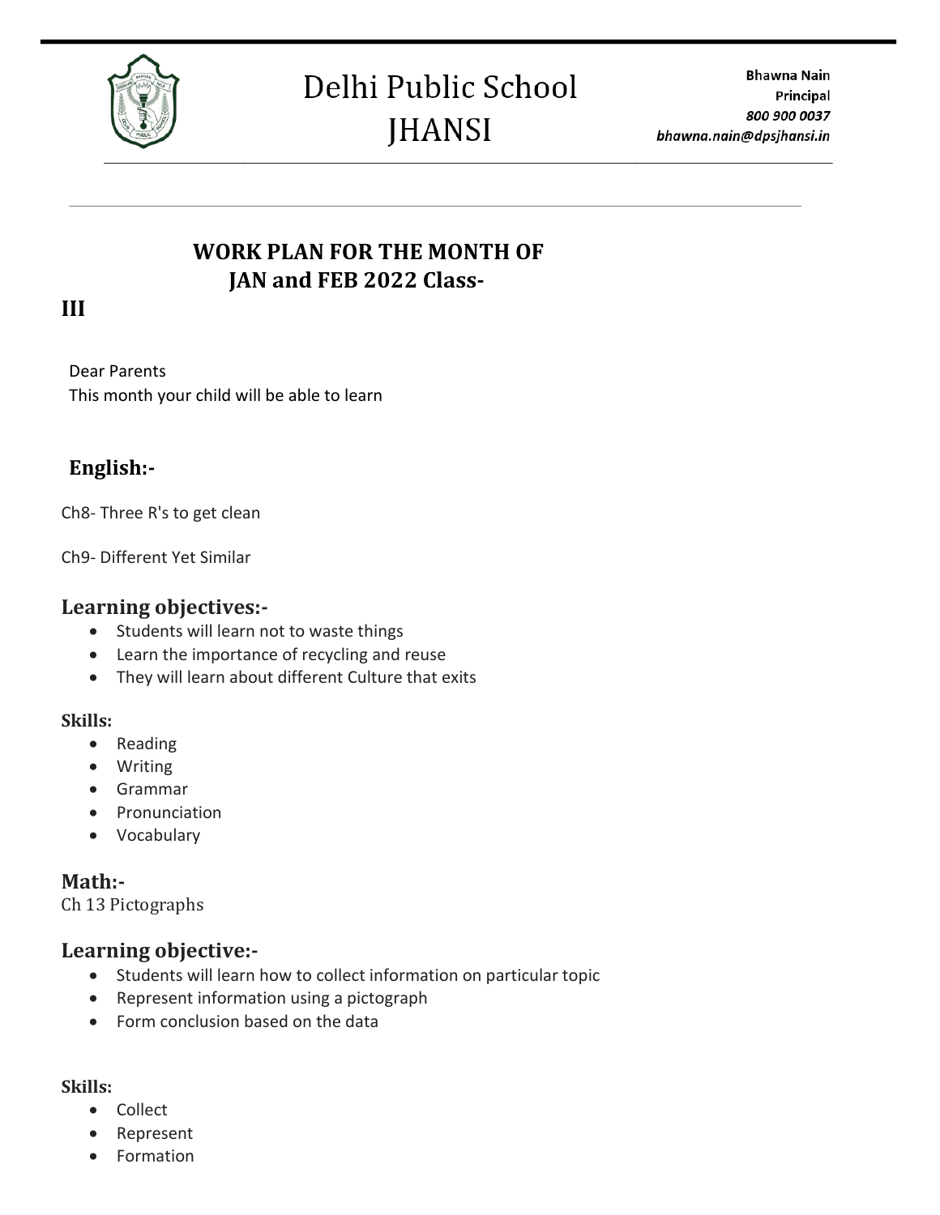# Delhi Public School JHANSI

**Bhawna Nain**
**Principal**
*800 900 0037*
*bhawna.nain@dpsjhansi.in*

## WORK PLAN FOR THE MONTH OF JAN and FEB 2022 Class-III

Dear Parents
This month your child will be able to learn

## English:-

Ch8- Three R's to get clean

Ch9- Different Yet Similar

### Learning objectives:-

- Students will learn not to waste things
- Learn the importance of recycling and reuse
- They will learn about different Culture that exits

**Skills:**

- Reading
- Writing
- Grammar
- Pronunciation
- Vocabulary

## Math:-

Ch 13 Pictographs

### Learning objective:-

- Students will learn how to collect information on particular topic
- Represent information using a pictograph
- Form conclusion based on the data

**Skills:**

- Collect
- Represent
- Formation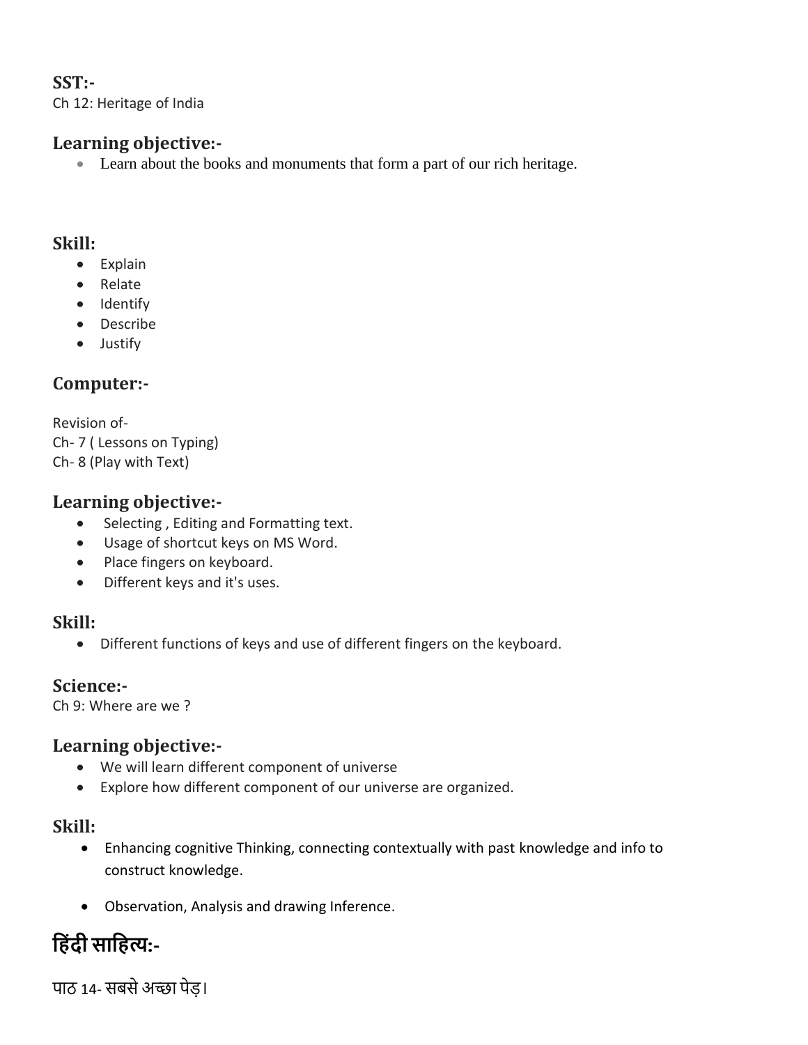**SST:-**

Ch 12: Heritage of India

### Learning objective:-

- Learn about the books and monuments that form a part of our rich heritage.

### Skill:

- Explain
- Relate
- Identify
- Describe
- Justify

### Computer:-

Revision of-
Ch- 7 ( Lessons on Typing)
Ch- 8 (Play with Text)

### Learning objective:-

- Selecting , Editing and Formatting text.
- Usage of shortcut keys on MS Word.
- Place fingers on keyboard.
- Different keys and it's uses.

### Skill:

- Different functions of keys and use of different fingers on the keyboard.

### Science:-

Ch 9: Where are we ?

### Learning objective:-

- We will learn different component of universe
- Explore how different component of our universe are organized.

### Skill:

- Enhancing cognitive Thinking, connecting contextually with past knowledge and info to construct knowledge.
- Observation, Analysis and drawing Inference.

## हिंदी साहित्य:-

पाठ 14- सबसे अच्छा पेड़।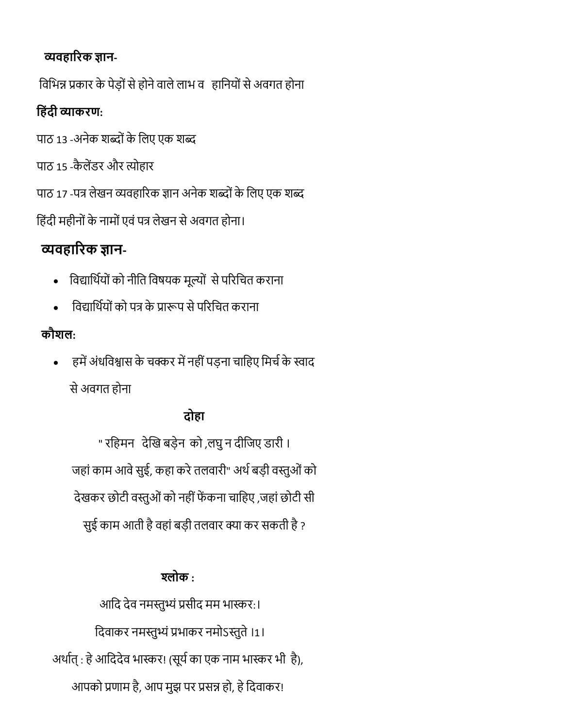**व्यवहारिक ज्ञान-**

विभिन्न प्रकार के पेड़ों से होने वाले लाभ व हानियों से अवगत होना

**हिंदी व्याकरण:**

पाठ 13 -अनेक शब्दों के लिए एक शब्द

पाठ 15 -कैलेंडर और त्योहार

पाठ 17 -पत्र लेखन व्यवहारिक ज्ञान अनेक शब्दों के लिए एक शब्द

हिंदी महीनों के नामों एवं पत्र लेखन से अवगत होना।

### व्यवहारिक ज्ञान-

- विद्यार्थियों को नीति विषयक मूल्यों से परिचित कराना
- विद्यार्थियों को पत्र के प्रारूप से परिचित कराना

**कौशल:**

- हमें अंधविश्वास के चक्कर में नहीं पड़ना चाहिए मिर्च के स्वाद से अवगत होना

**दोहा**

" रहिमन देखि बड़ेन को ,लघु न दीजिए डारी ।
जहां काम आवे सुई, कहा करे तलवारी" अर्थ बड़ी वस्तुओं को देखकर छोटी वस्तुओं को नहीं फेंकना चाहिए ,जहां छोटी सी सुई काम आती है वहां बड़ी तलवार क्या कर सकती है ?

**श्लोक :**

आदि देव नमस्तुभ्यं प्रसीद मम भास्करः।
दिवाकर नमस्तुभ्यं प्रभाकर नमोऽस्तुते ।1।
अर्थात् : हे आदिदेव भास्कर! (सूर्य का एक नाम भास्कर भी है),
आपको प्रणाम है, आप मुझ पर प्रसन्न हो, हे दिवाकर!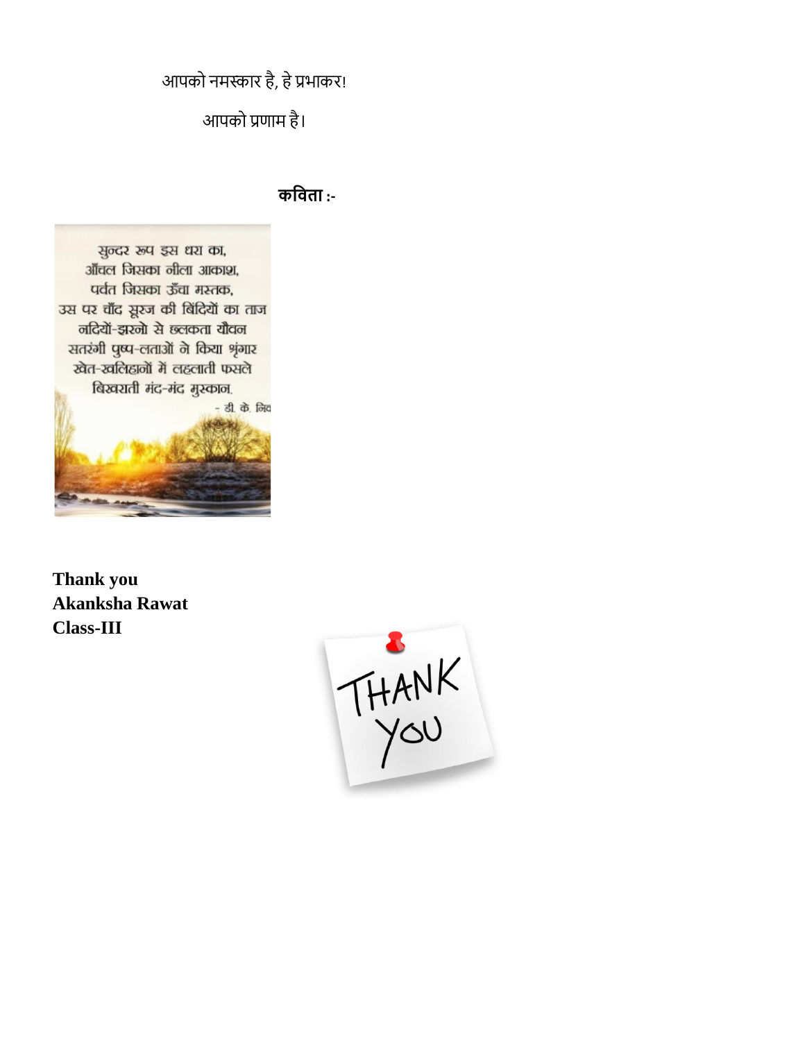आपको नमस्कार है, हे प्रभाकर!

आपको प्रणाम है।

**कविता :-**

सुन्दर रूप इस धरा का,
आँचल जिसका नीला आकाश,
पर्वत जिसका ऊँचा मस्तक,
उस पर चाँद सूरज की बिंदियों का ताज
नदियों-झरनो से छलकता यौवन
सतरंगी पुष्प-लताओं ने किया श्रृंगार
खेत-खलिहानों में लहलाती फसले
बिखराती मंद-मंद मुस्कान.
- डी. के. निव

**Thank you**
**Akanksha Rawat**
**Class-III**

THANK YOU